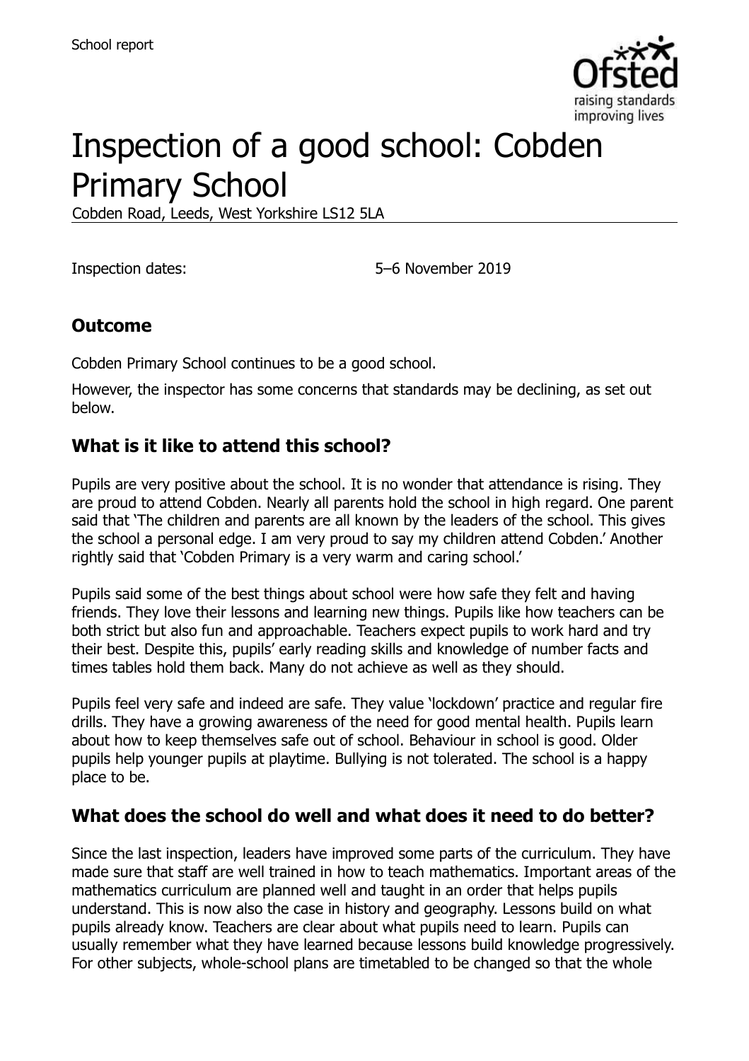School report

# Inspection of a good school: Cobden Primary School

Cobden Road, Leeds, West Yorkshire LS12 5LA

Inspection dates: 5–6 November 2019

## Outcome

Cobden Primary School continues to be a good school.

However, the inspector has some concerns that standards may be declining, as set out below.

## What is it like to attend this school?

Pupils are very positive about the school. It is no wonder that attendance is rising. They are proud to attend Cobden. Nearly all parents hold the school in high regard. One parent said that 'The children and parents are all known by the leaders of the school. This gives the school a personal edge. I am very proud to say my children attend Cobden.' Another rightly said that 'Cobden Primary is a very warm and caring school.'

Pupils said some of the best things about school were how safe they felt and having friends. They love their lessons and learning new things. Pupils like how teachers can be both strict but also fun and approachable. Teachers expect pupils to work hard and try their best. Despite this, pupils' early reading skills and knowledge of number facts and times tables hold them back. Many do not achieve as well as they should.

Pupils feel very safe and indeed are safe. They value 'lockdown' practice and regular fire drills. They have a growing awareness of the need for good mental health. Pupils learn about how to keep themselves safe out of school. Behaviour in school is good. Older pupils help younger pupils at playtime. Bullying is not tolerated. The school is a happy place to be.

## What does the school do well and what does it need to do better?

Since the last inspection, leaders have improved some parts of the curriculum. They have made sure that staff are well trained in how to teach mathematics. Important areas of the mathematics curriculum are planned well and taught in an order that helps pupils understand. This is now also the case in history and geography. Lessons build on what pupils already know. Teachers are clear about what pupils need to learn. Pupils can usually remember what they have learned because lessons build knowledge progressively. For other subjects, whole-school plans are timetabled to be changed so that the whole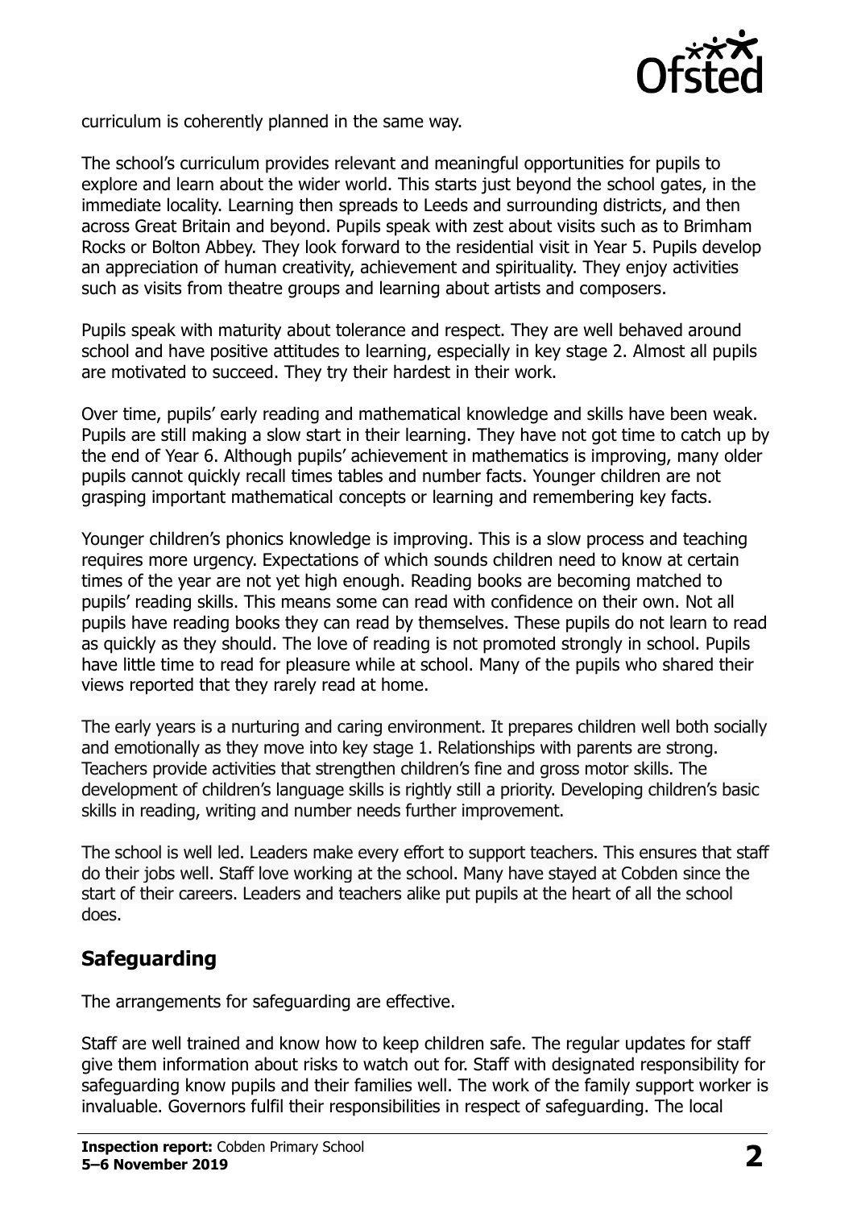curriculum is coherently planned in the same way.

The school's curriculum provides relevant and meaningful opportunities for pupils to explore and learn about the wider world. This starts just beyond the school gates, in the immediate locality. Learning then spreads to Leeds and surrounding districts, and then across Great Britain and beyond. Pupils speak with zest about visits such as to Brimham Rocks or Bolton Abbey. They look forward to the residential visit in Year 5. Pupils develop an appreciation of human creativity, achievement and spirituality. They enjoy activities such as visits from theatre groups and learning about artists and composers.

Pupils speak with maturity about tolerance and respect. They are well behaved around school and have positive attitudes to learning, especially in key stage 2. Almost all pupils are motivated to succeed. They try their hardest in their work.

Over time, pupils' early reading and mathematical knowledge and skills have been weak. Pupils are still making a slow start in their learning. They have not got time to catch up by the end of Year 6. Although pupils' achievement in mathematics is improving, many older pupils cannot quickly recall times tables and number facts. Younger children are not grasping important mathematical concepts or learning and remembering key facts.

Younger children's phonics knowledge is improving. This is a slow process and teaching requires more urgency. Expectations of which sounds children need to know at certain times of the year are not yet high enough. Reading books are becoming matched to pupils' reading skills. This means some can read with confidence on their own. Not all pupils have reading books they can read by themselves. These pupils do not learn to read as quickly as they should. The love of reading is not promoted strongly in school. Pupils have little time to read for pleasure while at school. Many of the pupils who shared their views reported that they rarely read at home.

The early years is a nurturing and caring environment. It prepares children well both socially and emotionally as they move into key stage 1. Relationships with parents are strong. Teachers provide activities that strengthen children's fine and gross motor skills. The development of children's language skills is rightly still a priority. Developing children's basic skills in reading, writing and number needs further improvement.

The school is well led. Leaders make every effort to support teachers. This ensures that staff do their jobs well. Staff love working at the school. Many have stayed at Cobden since the start of their careers. Leaders and teachers alike put pupils at the heart of all the school does.

## Safeguarding

The arrangements for safeguarding are effective.

Staff are well trained and know how to keep children safe. The regular updates for staff give them information about risks to watch out for. Staff with designated responsibility for safeguarding know pupils and their families well. The work of the family support worker is invaluable. Governors fulfil their responsibilities in respect of safeguarding. The local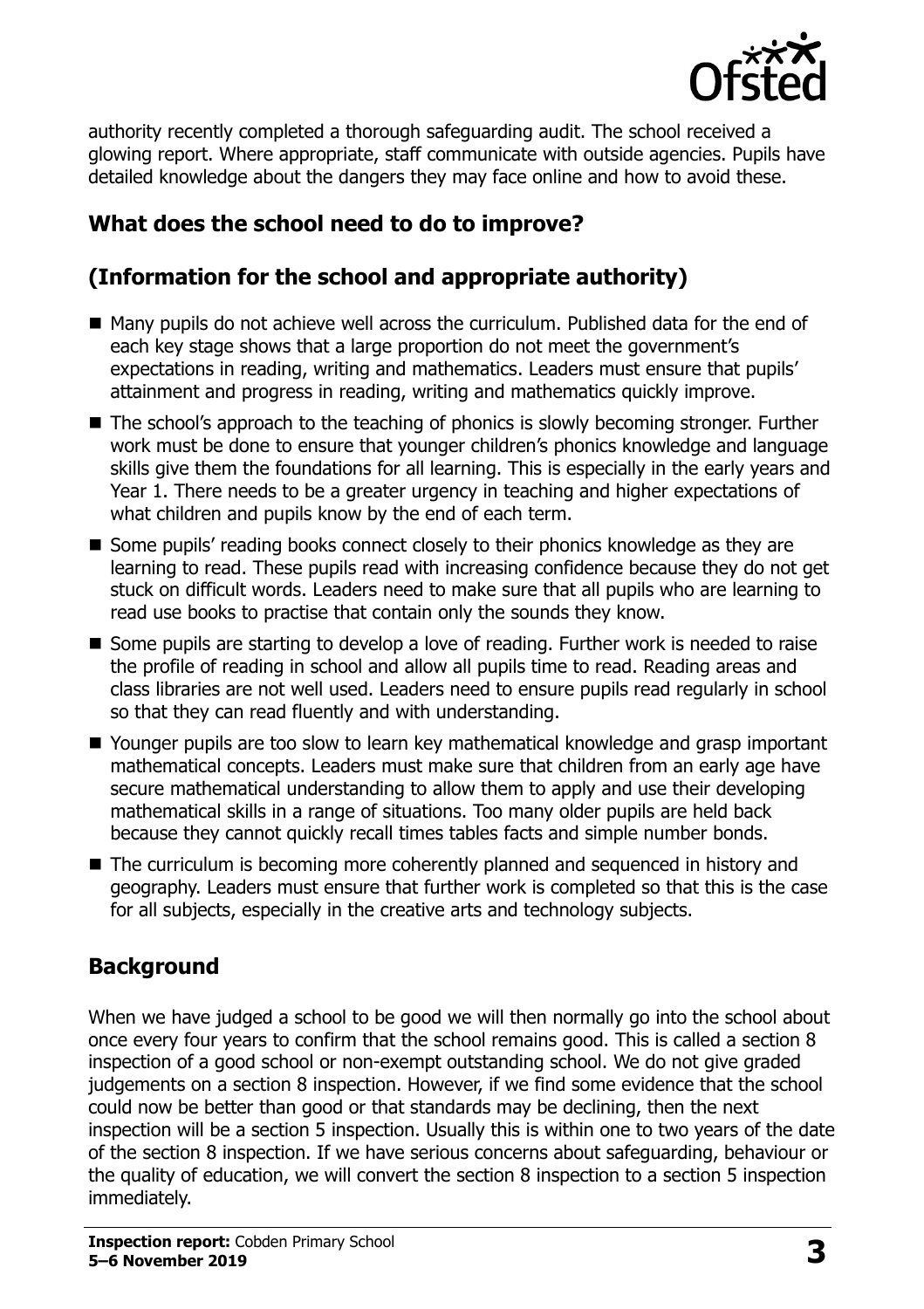authority recently completed a thorough safeguarding audit. The school received a glowing report. Where appropriate, staff communicate with outside agencies. Pupils have detailed knowledge about the dangers they may face online and how to avoid these.

## What does the school need to do to improve?

## (Information for the school and appropriate authority)

- Many pupils do not achieve well across the curriculum. Published data for the end of each key stage shows that a large proportion do not meet the government's expectations in reading, writing and mathematics. Leaders must ensure that pupils' attainment and progress in reading, writing and mathematics quickly improve.
- The school's approach to the teaching of phonics is slowly becoming stronger. Further work must be done to ensure that younger children's phonics knowledge and language skills give them the foundations for all learning. This is especially in the early years and Year 1. There needs to be a greater urgency in teaching and higher expectations of what children and pupils know by the end of each term.
- Some pupils' reading books connect closely to their phonics knowledge as they are learning to read. These pupils read with increasing confidence because they do not get stuck on difficult words. Leaders need to make sure that all pupils who are learning to read use books to practise that contain only the sounds they know.
- Some pupils are starting to develop a love of reading. Further work is needed to raise the profile of reading in school and allow all pupils time to read. Reading areas and class libraries are not well used. Leaders need to ensure pupils read regularly in school so that they can read fluently and with understanding.
- Younger pupils are too slow to learn key mathematical knowledge and grasp important mathematical concepts. Leaders must make sure that children from an early age have secure mathematical understanding to allow them to apply and use their developing mathematical skills in a range of situations. Too many older pupils are held back because they cannot quickly recall times tables facts and simple number bonds.
- The curriculum is becoming more coherently planned and sequenced in history and geography. Leaders must ensure that further work is completed so that this is the case for all subjects, especially in the creative arts and technology subjects.

## Background

When we have judged a school to be good we will then normally go into the school about once every four years to confirm that the school remains good. This is called a section 8 inspection of a good school or non-exempt outstanding school. We do not give graded judgements on a section 8 inspection. However, if we find some evidence that the school could now be better than good or that standards may be declining, then the next inspection will be a section 5 inspection. Usually this is within one to two years of the date of the section 8 inspection. If we have serious concerns about safeguarding, behaviour or the quality of education, we will convert the section 8 inspection to a section 5 inspection immediately.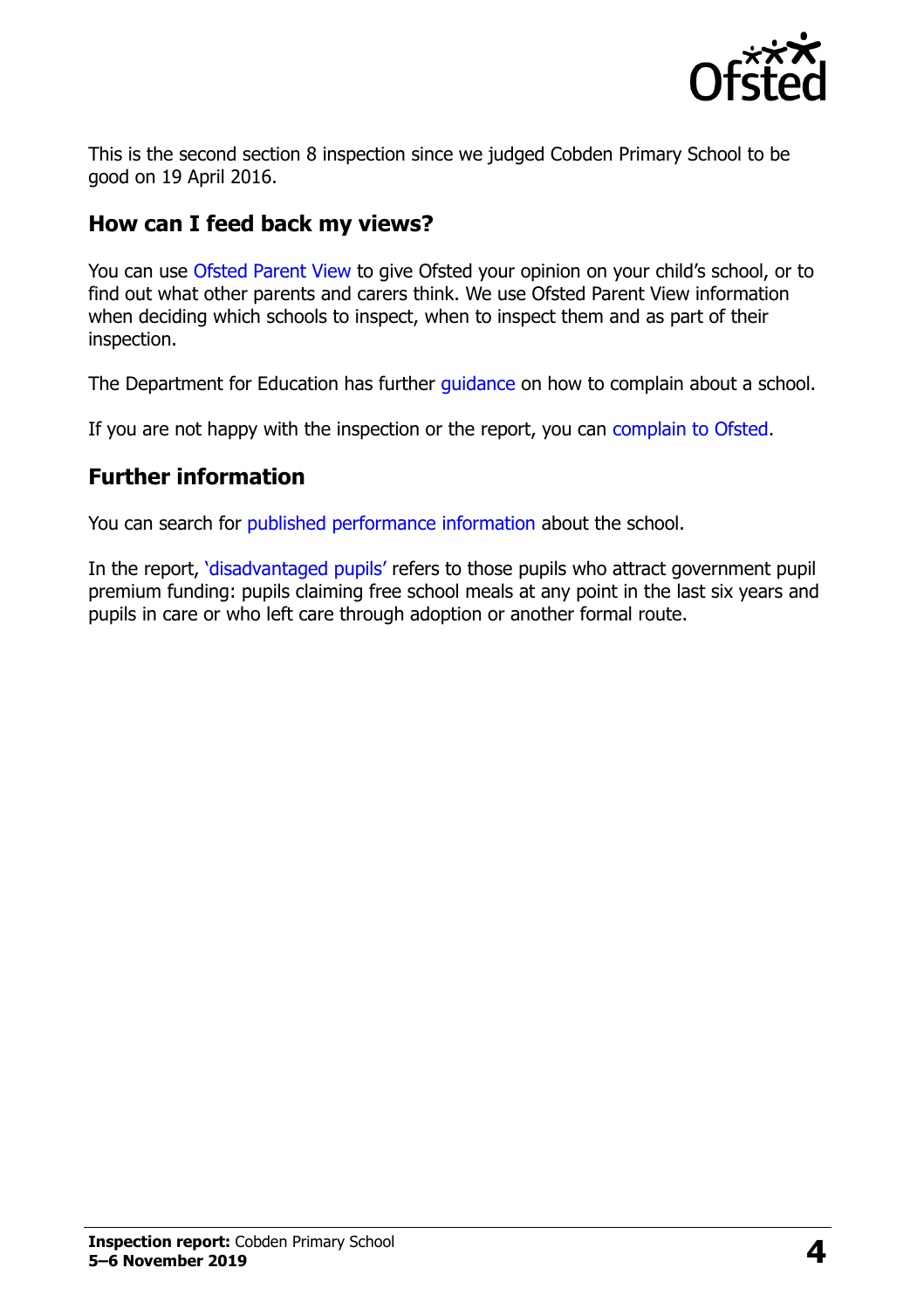This is the second section 8 inspection since we judged Cobden Primary School to be good on 19 April 2016.

## How can I feed back my views?

You can use Ofsted Parent View to give Ofsted your opinion on your child's school, or to find out what other parents and carers think. We use Ofsted Parent View information when deciding which schools to inspect, when to inspect them and as part of their inspection.

The Department for Education has further guidance on how to complain about a school.

If you are not happy with the inspection or the report, you can complain to Ofsted.

## Further information

You can search for published performance information about the school.

In the report, 'disadvantaged pupils' refers to those pupils who attract government pupil premium funding: pupils claiming free school meals at any point in the last six years and pupils in care or who left care through adoption or another formal route.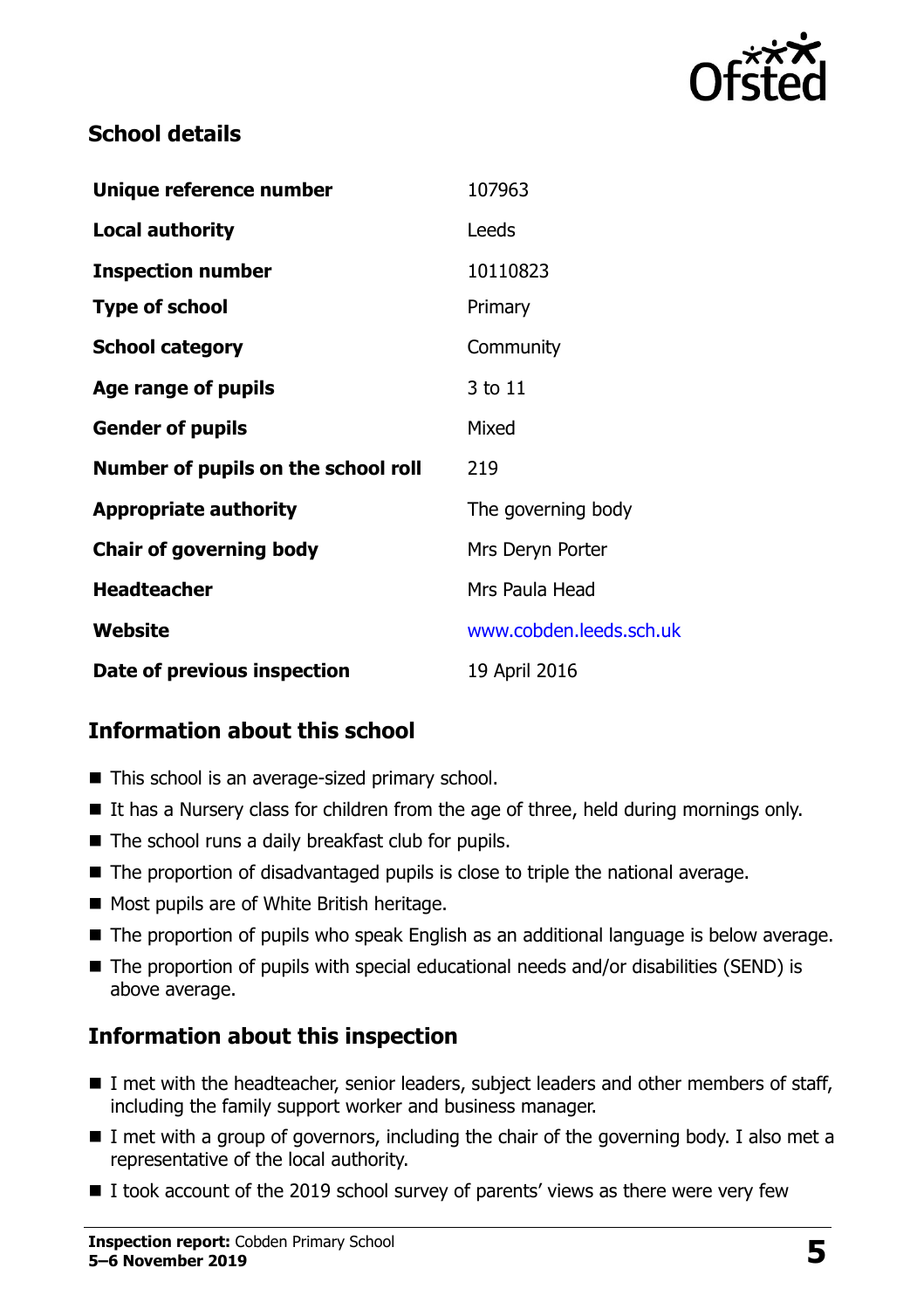## School details

| | |
|---|---|
| **Unique reference number** | 107963 |
| **Local authority** | Leeds |
| **Inspection number** | 10110823 |
| **Type of school** | Primary |
| **School category** | Community |
| **Age range of pupils** | 3 to 11 |
| **Gender of pupils** | Mixed |
| **Number of pupils on the school roll** | 219 |
| **Appropriate authority** | The governing body |
| **Chair of governing body** | Mrs Deryn Porter |
| **Headteacher** | Mrs Paula Head |
| **Website** | www.cobden.leeds.sch.uk |
| **Date of previous inspection** | 19 April 2016 |

## Information about this school

- This school is an average-sized primary school.
- It has a Nursery class for children from the age of three, held during mornings only.
- The school runs a daily breakfast club for pupils.
- The proportion of disadvantaged pupils is close to triple the national average.
- Most pupils are of White British heritage.
- The proportion of pupils who speak English as an additional language is below average.
- The proportion of pupils with special educational needs and/or disabilities (SEND) is above average.

## Information about this inspection

- I met with the headteacher, senior leaders, subject leaders and other members of staff, including the family support worker and business manager.
- I met with a group of governors, including the chair of the governing body. I also met a representative of the local authority.
- I took account of the 2019 school survey of parents' views as there were very few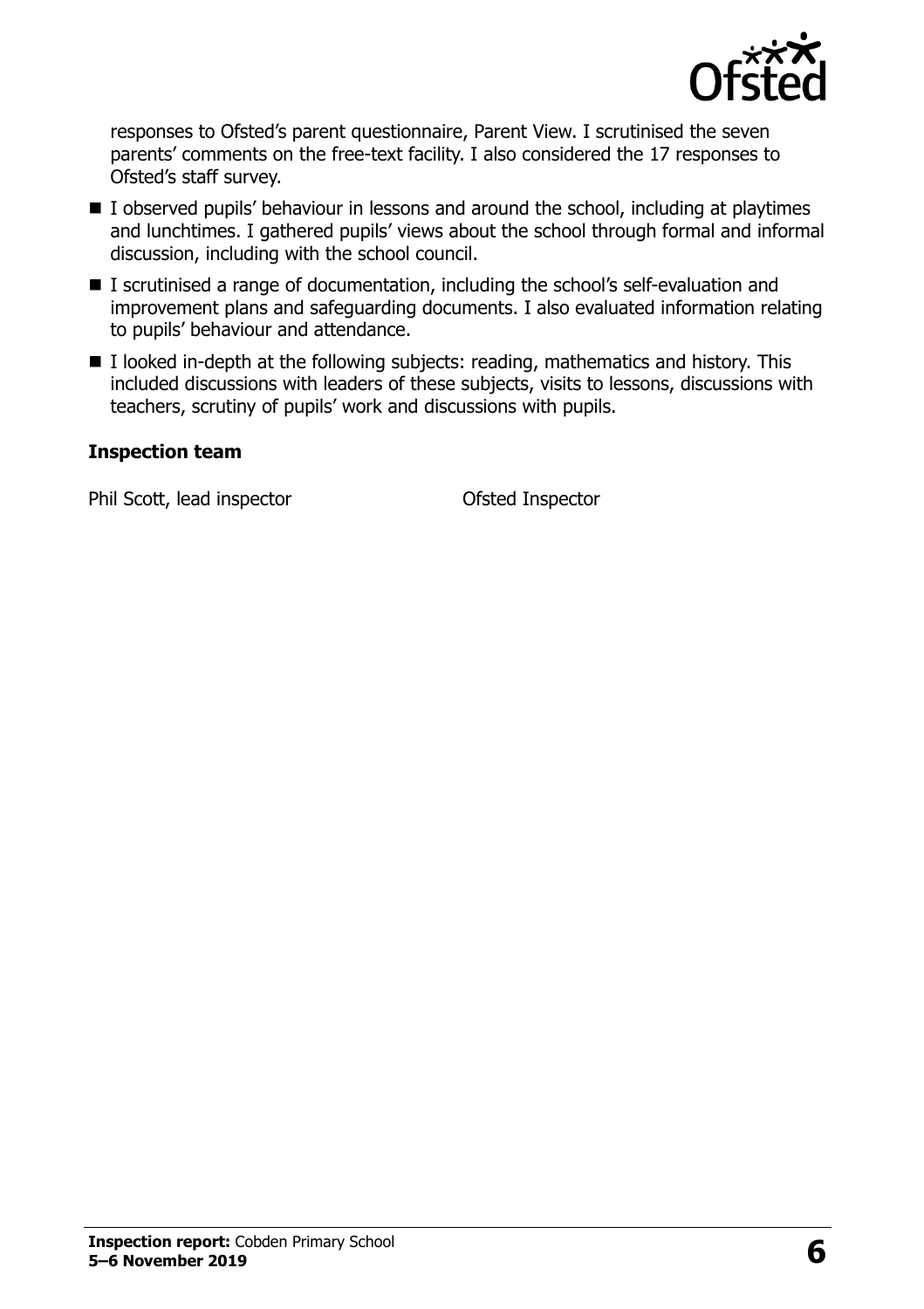responses to Ofsted's parent questionnaire, Parent View. I scrutinised the seven parents' comments on the free-text facility. I also considered the 17 responses to Ofsted's staff survey.

- I observed pupils' behaviour in lessons and around the school, including at playtimes and lunchtimes. I gathered pupils' views about the school through formal and informal discussion, including with the school council.
- I scrutinised a range of documentation, including the school's self-evaluation and improvement plans and safeguarding documents. I also evaluated information relating to pupils' behaviour and attendance.
- I looked in-depth at the following subjects: reading, mathematics and history. This included discussions with leaders of these subjects, visits to lessons, discussions with teachers, scrutiny of pupils' work and discussions with pupils.

### Inspection team

| | |
|---|---|
| Phil Scott, lead inspector | Ofsted Inspector |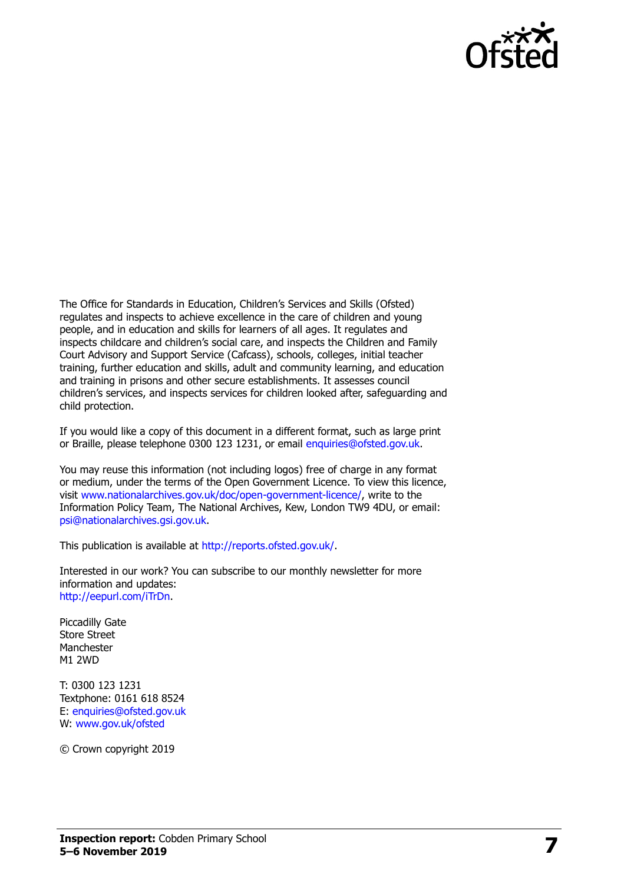The Office for Standards in Education, Children's Services and Skills (Ofsted) regulates and inspects to achieve excellence in the care of children and young people, and in education and skills for learners of all ages. It regulates and inspects childcare and children's social care, and inspects the Children and Family Court Advisory and Support Service (Cafcass), schools, colleges, initial teacher training, further education and skills, adult and community learning, and education and training in prisons and other secure establishments. It assesses council children's services, and inspects services for children looked after, safeguarding and child protection.

If you would like a copy of this document in a different format, such as large print or Braille, please telephone 0300 123 1231, or email enquiries@ofsted.gov.uk.

You may reuse this information (not including logos) free of charge in any format or medium, under the terms of the Open Government Licence. To view this licence, visit www.nationalarchives.gov.uk/doc/open-government-licence/, write to the Information Policy Team, The National Archives, Kew, London TW9 4DU, or email: psi@nationalarchives.gsi.gov.uk.

This publication is available at http://reports.ofsted.gov.uk/.

Interested in our work? You can subscribe to our monthly newsletter for more information and updates: http://eepurl.com/iTrDn.

Piccadilly Gate
Store Street
Manchester
M1 2WD

T: 0300 123 1231
Textphone: 0161 618 8524
E: enquiries@ofsted.gov.uk
W: www.gov.uk/ofsted

© Crown copyright 2019